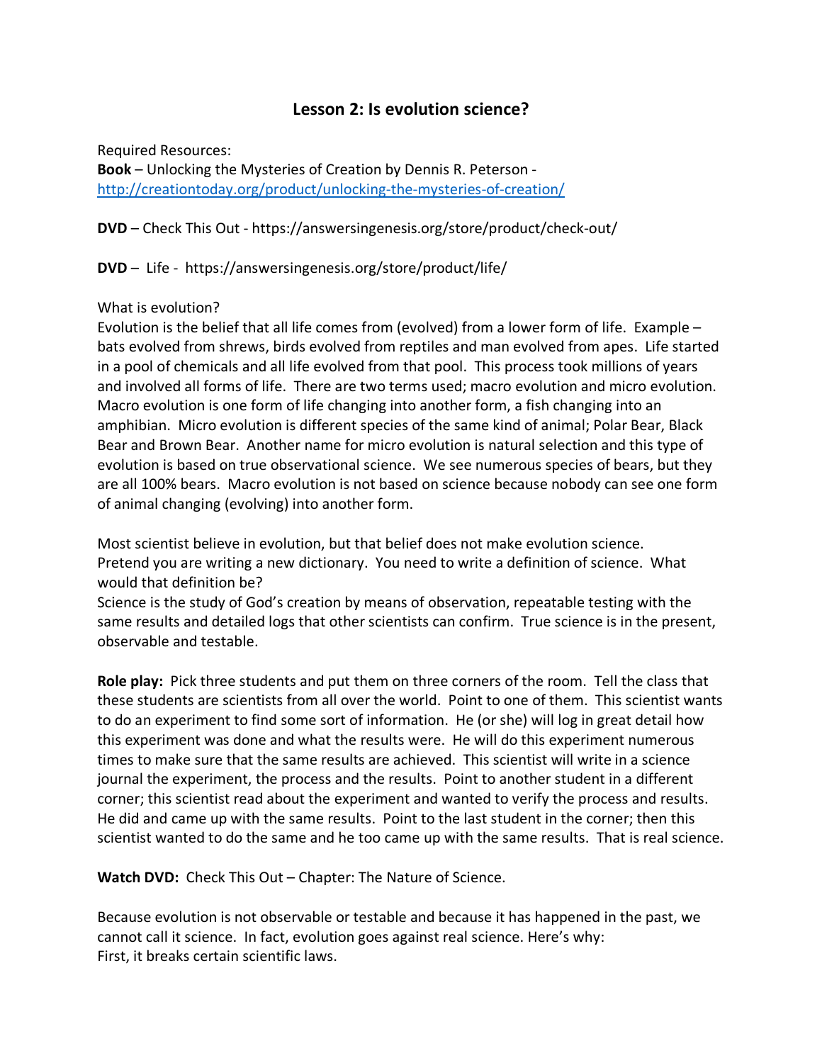# Lesson 2: Is evolution science?

Required Resources:
**Book** – Unlocking the Mysteries of Creation by Dennis R. Peterson - http://creationtoday.org/product/unlocking-the-mysteries-of-creation/

**DVD** – Check This Out - https://answersingenesis.org/store/product/check-out/

**DVD** – Life - https://answersingenesis.org/store/product/life/

What is evolution?
Evolution is the belief that all life comes from (evolved) from a lower form of life. Example – bats evolved from shrews, birds evolved from reptiles and man evolved from apes. Life started in a pool of chemicals and all life evolved from that pool. This process took millions of years and involved all forms of life. There are two terms used; macro evolution and micro evolution. Macro evolution is one form of life changing into another form, a fish changing into an amphibian. Micro evolution is different species of the same kind of animal; Polar Bear, Black Bear and Brown Bear. Another name for micro evolution is natural selection and this type of evolution is based on true observational science. We see numerous species of bears, but they are all 100% bears. Macro evolution is not based on science because nobody can see one form of animal changing (evolving) into another form.

Most scientist believe in evolution, but that belief does not make evolution science.
Pretend you are writing a new dictionary. You need to write a definition of science. What would that definition be?
Science is the study of God's creation by means of observation, repeatable testing with the same results and detailed logs that other scientists can confirm. True science is in the present, observable and testable.

**Role play:** Pick three students and put them on three corners of the room. Tell the class that these students are scientists from all over the world. Point to one of them. This scientist wants to do an experiment to find some sort of information. He (or she) will log in great detail how this experiment was done and what the results were. He will do this experiment numerous times to make sure that the same results are achieved. This scientist will write in a science journal the experiment, the process and the results. Point to another student in a different corner; this scientist read about the experiment and wanted to verify the process and results. He did and came up with the same results. Point to the last student in the corner; then this scientist wanted to do the same and he too came up with the same results. That is real science.

**Watch DVD:** Check This Out – Chapter: The Nature of Science.

Because evolution is not observable or testable and because it has happened in the past, we cannot call it science. In fact, evolution goes against real science. Here's why:
First, it breaks certain scientific laws.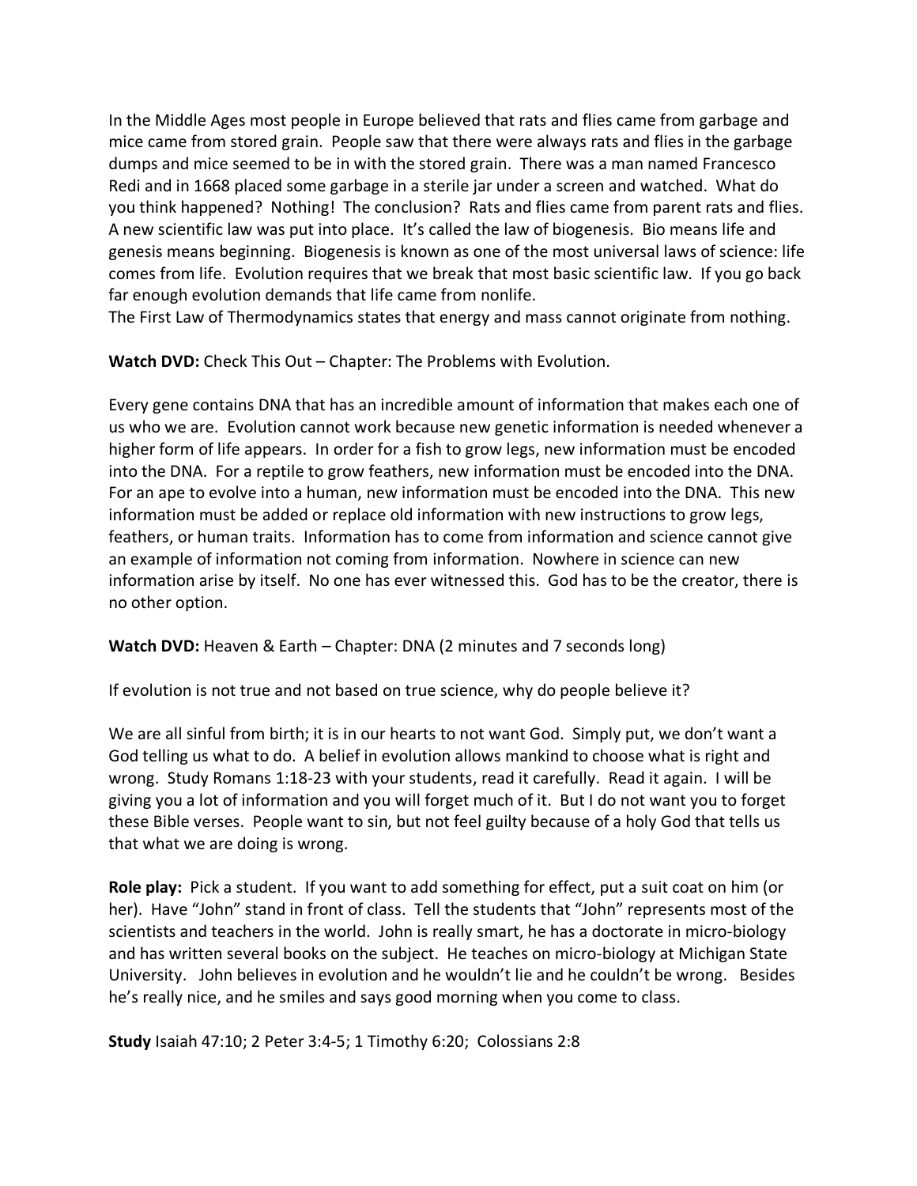In the Middle Ages most people in Europe believed that rats and flies came from garbage and mice came from stored grain. People saw that there were always rats and flies in the garbage dumps and mice seemed to be in with the stored grain. There was a man named Francesco Redi and in 1668 placed some garbage in a sterile jar under a screen and watched. What do you think happened? Nothing! The conclusion? Rats and flies came from parent rats and flies. A new scientific law was put into place. It's called the law of biogenesis. Bio means life and genesis means beginning. Biogenesis is known as one of the most universal laws of science: life comes from life. Evolution requires that we break that most basic scientific law. If you go back far enough evolution demands that life came from nonlife.
The First Law of Thermodynamics states that energy and mass cannot originate from nothing.

**Watch DVD:** Check This Out – Chapter: The Problems with Evolution.

Every gene contains DNA that has an incredible amount of information that makes each one of us who we are. Evolution cannot work because new genetic information is needed whenever a higher form of life appears. In order for a fish to grow legs, new information must be encoded into the DNA. For a reptile to grow feathers, new information must be encoded into the DNA. For an ape to evolve into a human, new information must be encoded into the DNA. This new information must be added or replace old information with new instructions to grow legs, feathers, or human traits. Information has to come from information and science cannot give an example of information not coming from information. Nowhere in science can new information arise by itself. No one has ever witnessed this. God has to be the creator, there is no other option.

**Watch DVD:** Heaven & Earth – Chapter: DNA (2 minutes and 7 seconds long)

If evolution is not true and not based on true science, why do people believe it?

We are all sinful from birth; it is in our hearts to not want God. Simply put, we don't want a God telling us what to do. A belief in evolution allows mankind to choose what is right and wrong. Study Romans 1:18-23 with your students, read it carefully. Read it again. I will be giving you a lot of information and you will forget much of it. But I do not want you to forget these Bible verses. People want to sin, but not feel guilty because of a holy God that tells us that what we are doing is wrong.

**Role play:** Pick a student. If you want to add something for effect, put a suit coat on him (or her). Have "John" stand in front of class. Tell the students that "John" represents most of the scientists and teachers in the world. John is really smart, he has a doctorate in micro-biology and has written several books on the subject. He teaches on micro-biology at Michigan State University. John believes in evolution and he wouldn't lie and he couldn't be wrong. Besides he's really nice, and he smiles and says good morning when you come to class.

**Study** Isaiah 47:10; 2 Peter 3:4-5; 1 Timothy 6:20; Colossians 2:8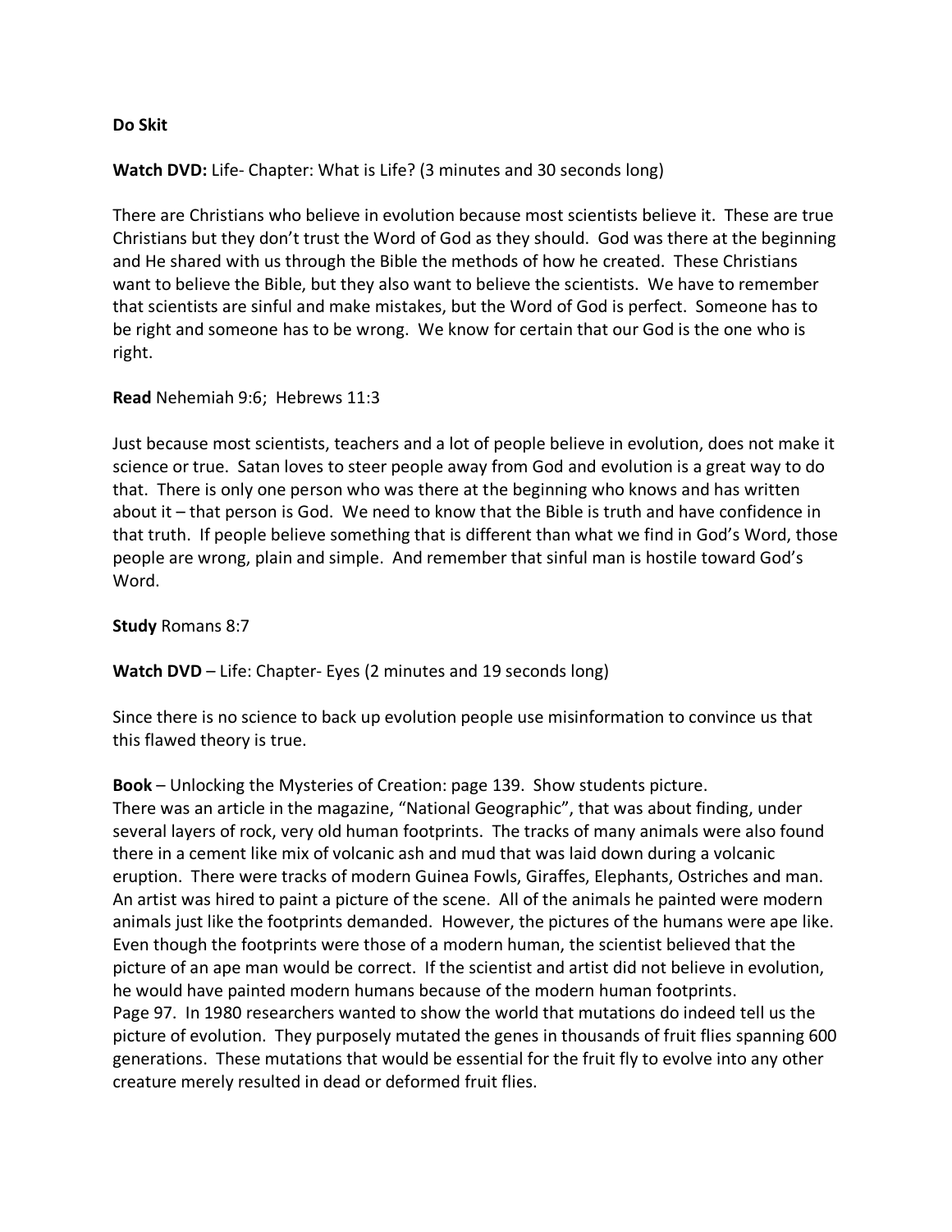**Do Skit**

**Watch DVD:** Life- Chapter: What is Life? (3 minutes and 30 seconds long)

There are Christians who believe in evolution because most scientists believe it. These are true Christians but they don't trust the Word of God as they should. God was there at the beginning and He shared with us through the Bible the methods of how he created. These Christians want to believe the Bible, but they also want to believe the scientists. We have to remember that scientists are sinful and make mistakes, but the Word of God is perfect. Someone has to be right and someone has to be wrong. We know for certain that our God is the one who is right.

**Read** Nehemiah 9:6; Hebrews 11:3

Just because most scientists, teachers and a lot of people believe in evolution, does not make it science or true. Satan loves to steer people away from God and evolution is a great way to do that. There is only one person who was there at the beginning who knows and has written about it – that person is God. We need to know that the Bible is truth and have confidence in that truth. If people believe something that is different than what we find in God's Word, those people are wrong, plain and simple. And remember that sinful man is hostile toward God's Word.

**Study** Romans 8:7

**Watch DVD** – Life: Chapter- Eyes (2 minutes and 19 seconds long)

Since there is no science to back up evolution people use misinformation to convince us that this flawed theory is true.

**Book** – Unlocking the Mysteries of Creation: page 139. Show students picture.
There was an article in the magazine, "National Geographic", that was about finding, under several layers of rock, very old human footprints. The tracks of many animals were also found there in a cement like mix of volcanic ash and mud that was laid down during a volcanic eruption. There were tracks of modern Guinea Fowls, Giraffes, Elephants, Ostriches and man. An artist was hired to paint a picture of the scene. All of the animals he painted were modern animals just like the footprints demanded. However, the pictures of the humans were ape like. Even though the footprints were those of a modern human, the scientist believed that the picture of an ape man would be correct. If the scientist and artist did not believe in evolution, he would have painted modern humans because of the modern human footprints.
Page 97. In 1980 researchers wanted to show the world that mutations do indeed tell us the picture of evolution. They purposely mutated the genes in thousands of fruit flies spanning 600 generations. These mutations that would be essential for the fruit fly to evolve into any other creature merely resulted in dead or deformed fruit flies.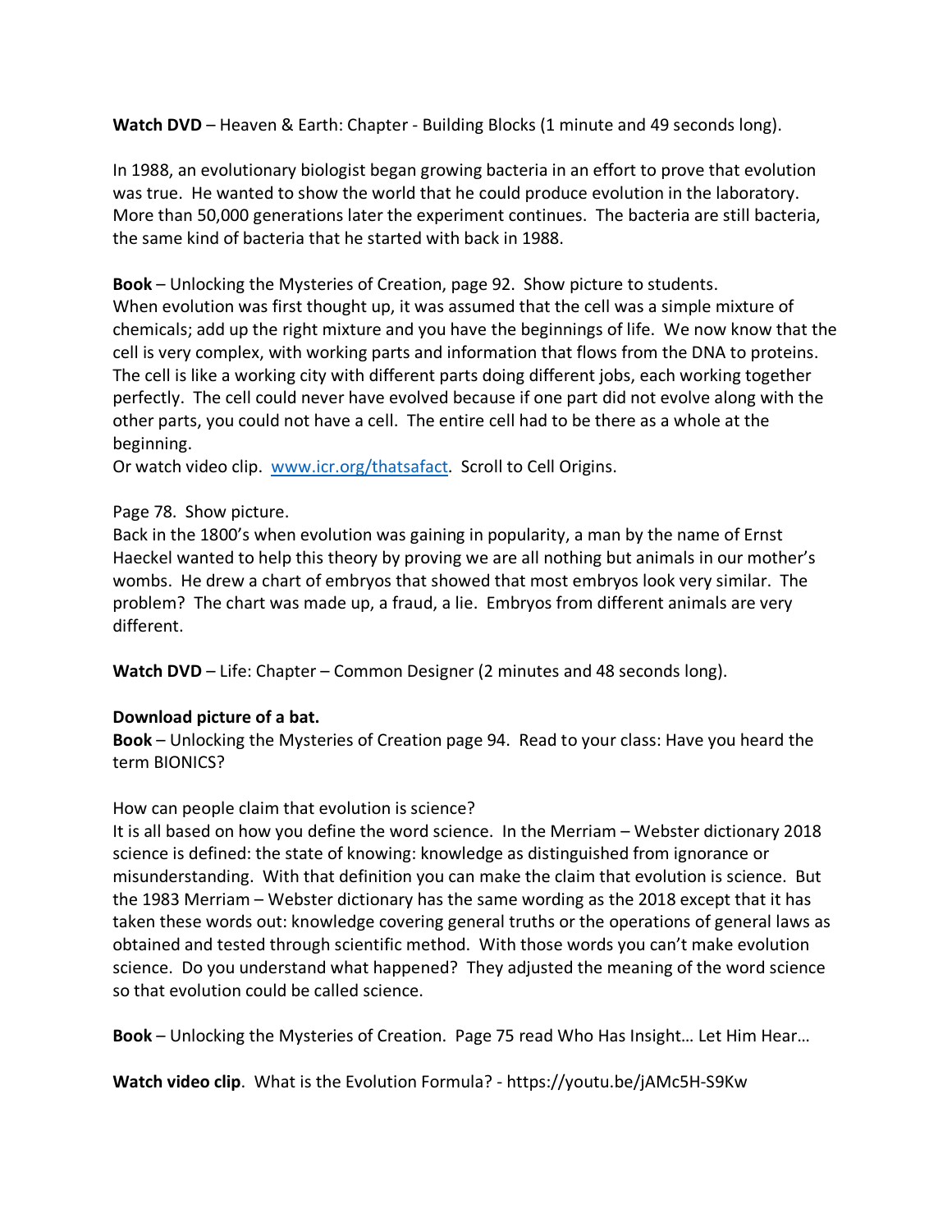**Watch DVD** – Heaven & Earth: Chapter - Building Blocks (1 minute and 49 seconds long).

In 1988, an evolutionary biologist began growing bacteria in an effort to prove that evolution was true. He wanted to show the world that he could produce evolution in the laboratory. More than 50,000 generations later the experiment continues. The bacteria are still bacteria, the same kind of bacteria that he started with back in 1988.

**Book** – Unlocking the Mysteries of Creation, page 92. Show picture to students.
When evolution was first thought up, it was assumed that the cell was a simple mixture of chemicals; add up the right mixture and you have the beginnings of life. We now know that the cell is very complex, with working parts and information that flows from the DNA to proteins. The cell is like a working city with different parts doing different jobs, each working together perfectly. The cell could never have evolved because if one part did not evolve along with the other parts, you could not have a cell. The entire cell had to be there as a whole at the beginning.
Or watch video clip. [www.icr.org/thatsafact](http://www.icr.org/thatsafact). Scroll to Cell Origins.

Page 78. Show picture.
Back in the 1800's when evolution was gaining in popularity, a man by the name of Ernst Haeckel wanted to help this theory by proving we are all nothing but animals in our mother's wombs. He drew a chart of embryos that showed that most embryos look very similar. The problem? The chart was made up, a fraud, a lie. Embryos from different animals are very different.

**Watch DVD** – Life: Chapter – Common Designer (2 minutes and 48 seconds long).

**Download picture of a bat.**
**Book** – Unlocking the Mysteries of Creation page 94. Read to your class: Have you heard the term BIONICS?

How can people claim that evolution is science?
It is all based on how you define the word science. In the Merriam – Webster dictionary 2018 science is defined: the state of knowing: knowledge as distinguished from ignorance or misunderstanding. With that definition you can make the claim that evolution is science. But the 1983 Merriam – Webster dictionary has the same wording as the 2018 except that it has taken these words out: knowledge covering general truths or the operations of general laws as obtained and tested through scientific method. With those words you can't make evolution science. Do you understand what happened? They adjusted the meaning of the word science so that evolution could be called science.

**Book** – Unlocking the Mysteries of Creation. Page 75 read Who Has Insight… Let Him Hear…

**Watch video clip**. What is the Evolution Formula? - https://youtu.be/jAMc5H-S9Kw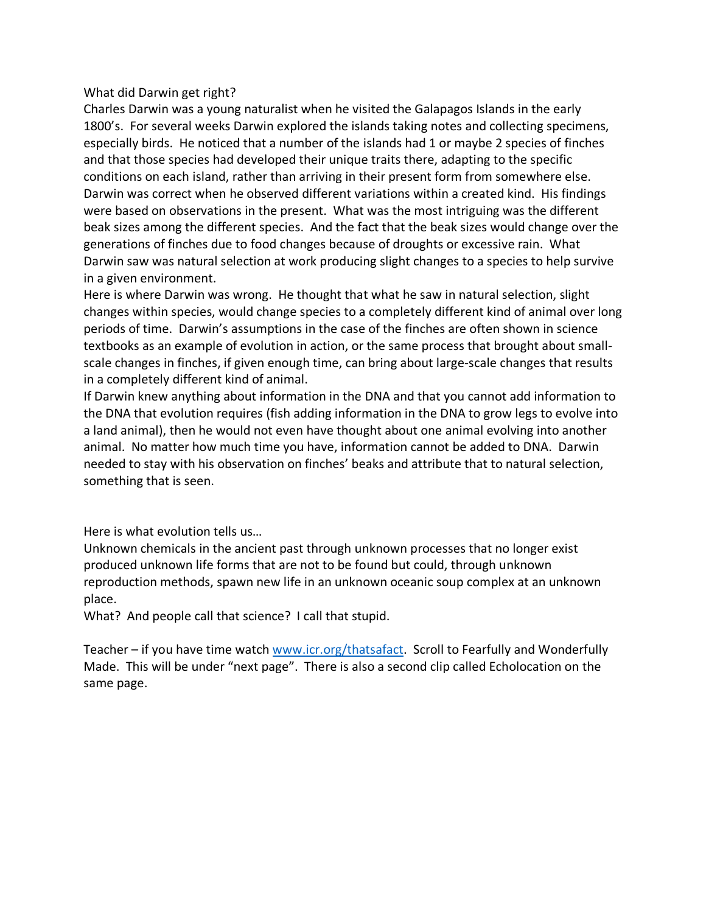What did Darwin get right?

Charles Darwin was a young naturalist when he visited the Galapagos Islands in the early 1800's. For several weeks Darwin explored the islands taking notes and collecting specimens, especially birds. He noticed that a number of the islands had 1 or maybe 2 species of finches and that those species had developed their unique traits there, adapting to the specific conditions on each island, rather than arriving in their present form from somewhere else. Darwin was correct when he observed different variations within a created kind. His findings were based on observations in the present. What was the most intriguing was the different beak sizes among the different species. And the fact that the beak sizes would change over the generations of finches due to food changes because of droughts or excessive rain. What Darwin saw was natural selection at work producing slight changes to a species to help survive in a given environment.

Here is where Darwin was wrong. He thought that what he saw in natural selection, slight changes within species, would change species to a completely different kind of animal over long periods of time. Darwin's assumptions in the case of the finches are often shown in science textbooks as an example of evolution in action, or the same process that brought about small-scale changes in finches, if given enough time, can bring about large-scale changes that results in a completely different kind of animal.

If Darwin knew anything about information in the DNA and that you cannot add information to the DNA that evolution requires (fish adding information in the DNA to grow legs to evolve into a land animal), then he would not even have thought about one animal evolving into another animal. No matter how much time you have, information cannot be added to DNA. Darwin needed to stay with his observation on finches' beaks and attribute that to natural selection, something that is seen.

Here is what evolution tells us…

Unknown chemicals in the ancient past through unknown processes that no longer exist produced unknown life forms that are not to be found but could, through unknown reproduction methods, spawn new life in an unknown oceanic soup complex at an unknown place.

What? And people call that science? I call that stupid.

Teacher – if you have time watch [www.icr.org/thatsafact](http://www.icr.org/thatsafact). Scroll to Fearfully and Wonderfully Made. This will be under "next page". There is also a second clip called Echolocation on the same page.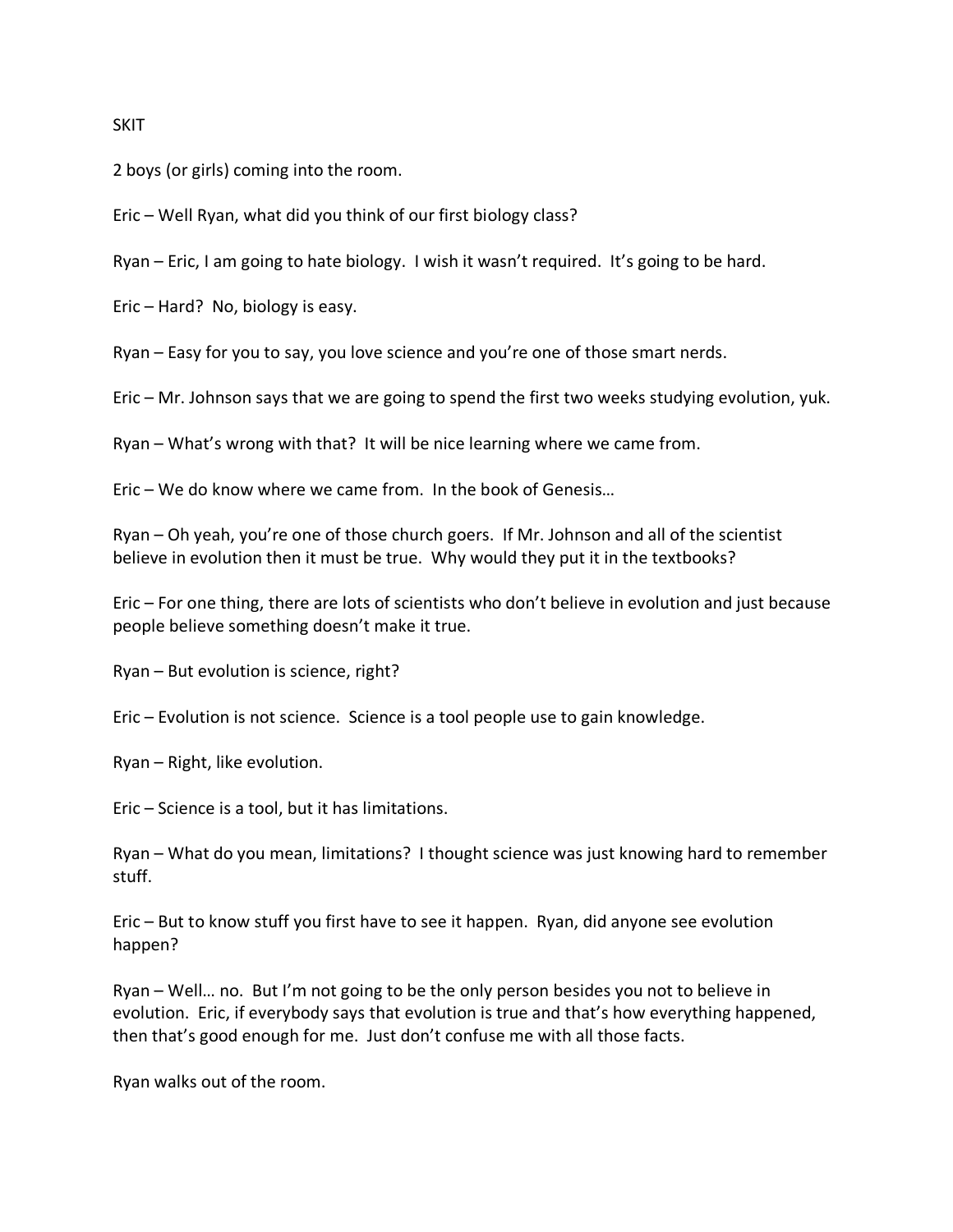SKIT

2 boys (or girls) coming into the room.

Eric – Well Ryan, what did you think of our first biology class?

Ryan – Eric, I am going to hate biology. I wish it wasn't required. It's going to be hard.

Eric – Hard? No, biology is easy.

Ryan – Easy for you to say, you love science and you're one of those smart nerds.

Eric – Mr. Johnson says that we are going to spend the first two weeks studying evolution, yuk.

Ryan – What's wrong with that? It will be nice learning where we came from.

Eric – We do know where we came from. In the book of Genesis…

Ryan – Oh yeah, you're one of those church goers. If Mr. Johnson and all of the scientist believe in evolution then it must be true. Why would they put it in the textbooks?

Eric – For one thing, there are lots of scientists who don't believe in evolution and just because people believe something doesn't make it true.

Ryan – But evolution is science, right?

Eric – Evolution is not science. Science is a tool people use to gain knowledge.

Ryan – Right, like evolution.

Eric – Science is a tool, but it has limitations.

Ryan – What do you mean, limitations? I thought science was just knowing hard to remember stuff.

Eric – But to know stuff you first have to see it happen. Ryan, did anyone see evolution happen?

Ryan – Well… no. But I'm not going to be the only person besides you not to believe in evolution. Eric, if everybody says that evolution is true and that's how everything happened, then that's good enough for me. Just don't confuse me with all those facts.

Ryan walks out of the room.